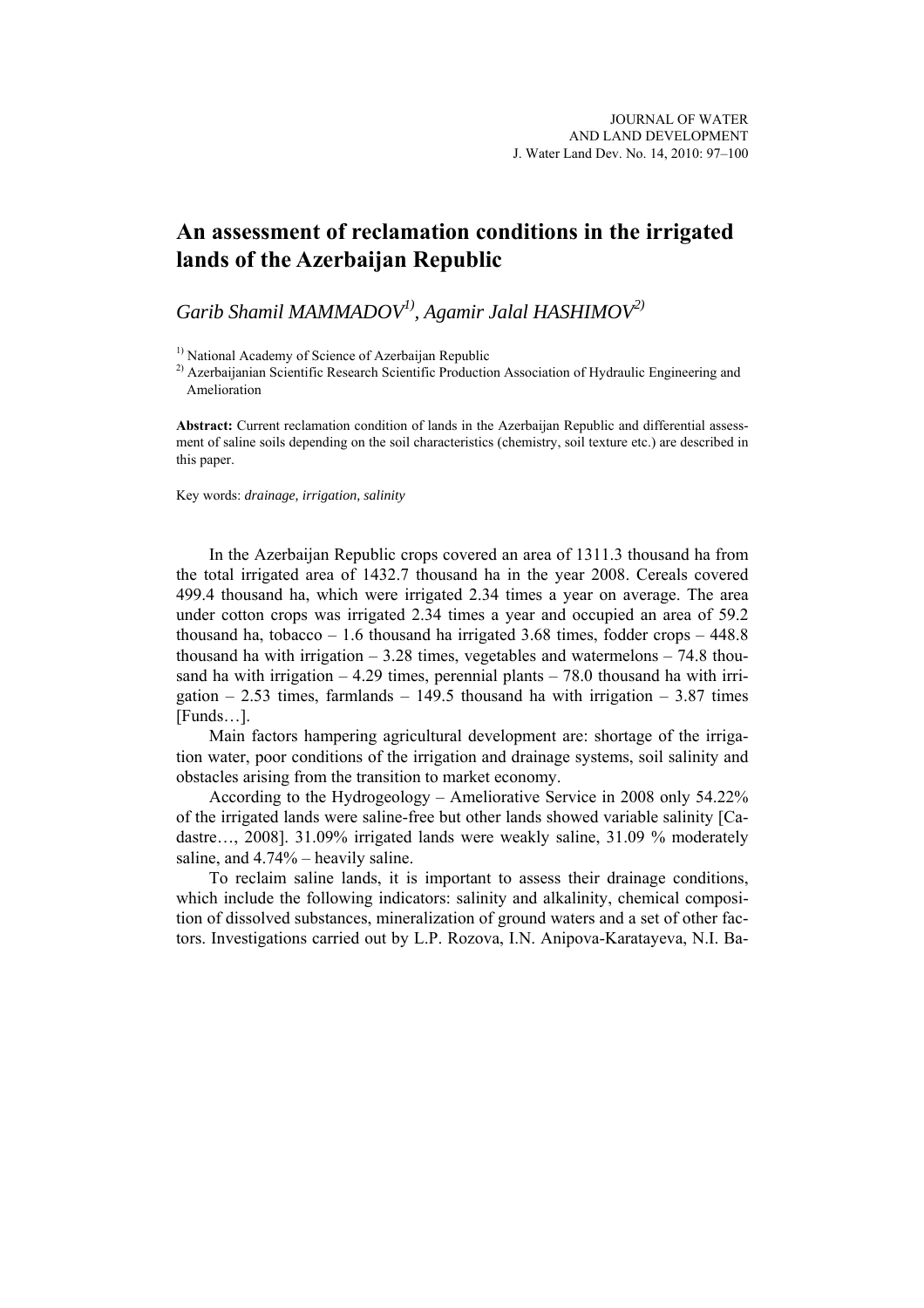# An assessment of reclamation conditions in the irrigated lands of the Azerbaijan Republic

*Garib Shamil MAMMADOV*[1]*, Agamir Jalal HASHIMOV*[2]

[1] National Academy of Science of Azerbaijan Republic
[2] Azerbaijanian Scientific Research Scientific Production Association of Hydraulic Engineering and Amelioration

**Abstract:** Current reclamation condition of lands in the Azerbaijan Republic and differential assessment of saline soils depending on the soil characteristics (chemistry, soil texture etc.) are described in this paper.

Key words: *drainage, irrigation, salinity*

In the Azerbaijan Republic crops covered an area of 1311.3 thousand ha from the total irrigated area of 1432.7 thousand ha in the year 2008. Cereals covered 499.4 thousand ha, which were irrigated 2.34 times a year on average. The area under cotton crops was irrigated 2.34 times a year and occupied an area of 59.2 thousand ha, tobacco – 1.6 thousand ha irrigated 3.68 times, fodder crops – 448.8 thousand ha with irrigation – 3.28 times, vegetables and watermelons – 74.8 thousand ha with irrigation – 4.29 times, perennial plants – 78.0 thousand ha with irrigation – 2.53 times, farmlands – 149.5 thousand ha with irrigation – 3.87 times [Funds…].

Main factors hampering agricultural development are: shortage of the irrigation water, poor conditions of the irrigation and drainage systems, soil salinity and obstacles arising from the transition to market economy.

According to the Hydrogeology – Ameliorative Service in 2008 only 54.22% of the irrigated lands were saline-free but other lands showed variable salinity [Cadastre…, 2008]. 31.09% irrigated lands were weakly saline, 31.09 % moderately saline, and 4.74% – heavily saline.

To reclaim saline lands, it is important to assess their drainage conditions, which include the following indicators: salinity and alkalinity, chemical composition of dissolved substances, mineralization of ground waters and a set of other factors. Investigations carried out by L.P. Rozova, I.N. Anipova-Karatayeva, N.I. Ba-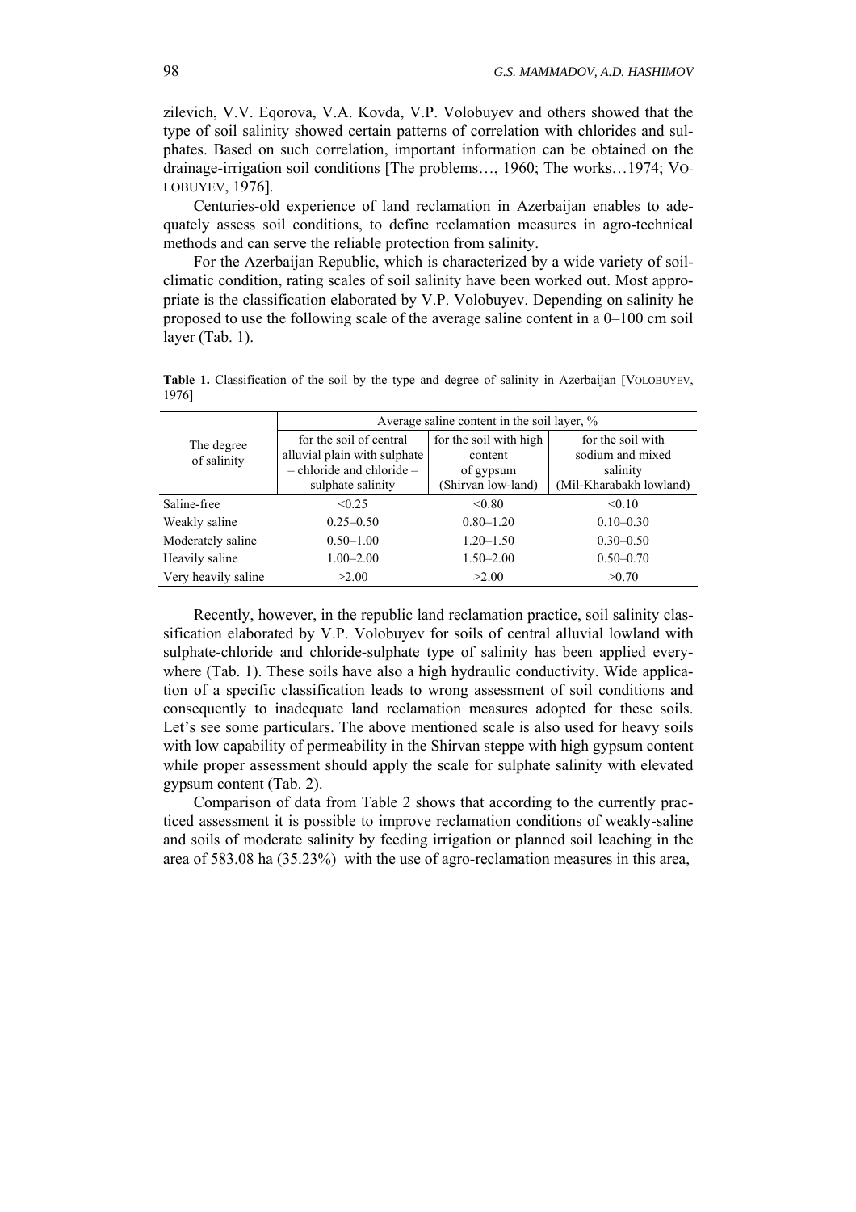zilevich, V.V. Eqorova, V.A. Kovda, V.P. Volobuyev and others showed that the type of soil salinity showed certain patterns of correlation with chlorides and sulphates. Based on such correlation, important information can be obtained on the drainage-irrigation soil conditions [The problems…, 1960; The works…1974; VOLOBUYEV, 1976].

Centuries-old experience of land reclamation in Azerbaijan enables to adequately assess soil conditions, to define reclamation measures in agro-technical methods and can serve the reliable protection from salinity.

For the Azerbaijan Republic, which is characterized by a wide variety of soil-climatic condition, rating scales of soil salinity have been worked out. Most appropriate is the classification elaborated by V.P. Volobuyev. Depending on salinity he proposed to use the following scale of the average saline content in a 0–100 cm soil layer (Tab. 1).

**Table 1.** Classification of the soil by the type and degree of salinity in Azerbaijan [VOLOBUYEV, 1976]

| The degree of salinity | Average saline content in the soil layer, % | | |
|---|---|---|---|
| | for the soil of central alluvial plain with sulphate – chloride and chloride – sulphate salinity | for the soil with high content of gypsum (Shirvan low-land) | for the soil with sodium and mixed salinity (Mil-Kharabakh lowland) |
| Saline-free | <0.25 | <0.80 | <0.10 |
| Weakly saline | 0.25–0.50 | 0.80–1.20 | 0.10–0.30 |
| Moderately saline | 0.50–1.00 | 1.20–1.50 | 0.30–0.50 |
| Heavily saline | 1.00–2.00 | 1.50–2.00 | 0.50–0.70 |
| Very heavily saline | >2.00 | >2.00 | >0.70 |

Recently, however, in the republic land reclamation practice, soil salinity classification elaborated by V.P. Volobuyev for soils of central alluvial lowland with sulphate-chloride and chloride-sulphate type of salinity has been applied everywhere (Tab. 1). These soils have also a high hydraulic conductivity. Wide application of a specific classification leads to wrong assessment of soil conditions and consequently to inadequate land reclamation measures adopted for these soils. Let's see some particulars. The above mentioned scale is also used for heavy soils with low capability of permeability in the Shirvan steppe with high gypsum content while proper assessment should apply the scale for sulphate salinity with elevated gypsum content (Tab. 2).

Comparison of data from Table 2 shows that according to the currently practiced assessment it is possible to improve reclamation conditions of weakly-saline and soils of moderate salinity by feeding irrigation or planned soil leaching in the area of 583.08 ha (35.23%) with the use of agro-reclamation measures in this area,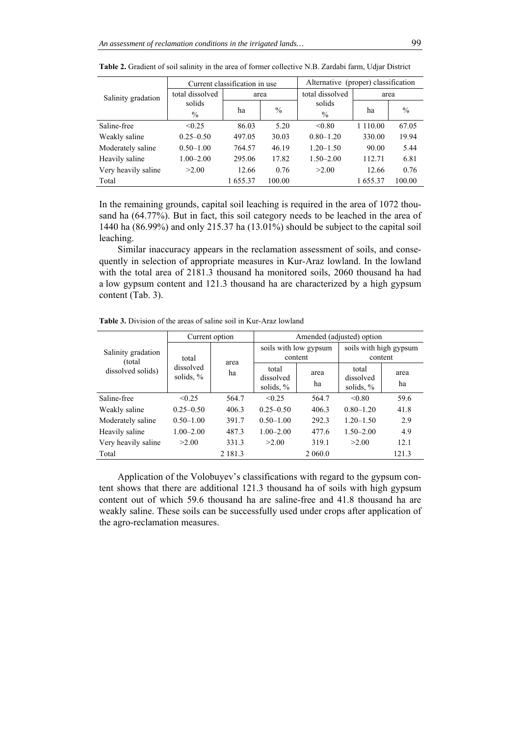**Table 2.** Gradient of soil salinity in the area of former collective N.B. Zardabi farm, Udjar District

| Salinity gradation | Current classification in use | | | Alternative (proper) classification | | |
|---|---|---|---|---|---|---|
| | total dissolved solids | area | | total dissolved solids | area | |
| | % | ha | % | % | ha | % |
| Saline-free | <0.25 | 86.03 | 5.20 | <0.80 | 1 110.00 | 67.05 |
| Weakly saline | 0.25–0.50 | 497.05 | 30.03 | 0.80–1.20 | 330.00 | 19.94 |
| Moderately saline | 0.50–1.00 | 764.57 | 46.19 | 1.20–1.50 | 90.00 | 5.44 |
| Heavily saline | 1.00–2.00 | 295.06 | 17.82 | 1.50–2.00 | 112.71 | 6.81 |
| Very heavily saline | >2.00 | 12.66 | 0.76 | >2.00 | 12.66 | 0.76 |
| Total | | 1 655.37 | 100.00 | | 1 655.37 | 100.00 |

In the remaining grounds, capital soil leaching is required in the area of 1072 thousand ha (64.77%). But in fact, this soil category needs to be leached in the area of 1440 ha (86.99%) and only 215.37 ha (13.01%) should be subject to the capital soil leaching.

Similar inaccuracy appears in the reclamation assessment of soils, and consequently in selection of appropriate measures in Kur-Araz lowland. In the lowland with the total area of 2181.3 thousand ha monitored soils, 2060 thousand ha had a low gypsum content and 121.3 thousand ha are characterized by a high gypsum content (Tab. 3).

**Table 3.** Division of the areas of saline soil in Kur-Araz lowland

| Salinity gradation (total dissolved solids) | Current option | | Amended (adjusted) option | | | |
|---|---|---|---|---|---|---|
| | | | soils with low gypsum content | | soils with high gypsum content | |
| | total dissolved solids, % | area ha | total dissolved solids, % | area ha | total dissolved solids, % | area ha |
| Saline-free | <0.25 | 564.7 | <0.25 | 564.7 | <0.80 | 59.6 |
| Weakly saline | 0.25–0.50 | 406.3 | 0.25–0.50 | 406.3 | 0.80–1.20 | 41.8 |
| Moderately saline | 0.50–1.00 | 391.7 | 0.50–1.00 | 292.3 | 1.20–1.50 | 2.9 |
| Heavily saline | 1.00–2.00 | 487.3 | 1.00–2.00 | 477.6 | 1.50–2.00 | 4.9 |
| Very heavily saline | >2.00 | 331.3 | >2.00 | 319.1 | >2.00 | 12.1 |
| Total | | 2 181.3 | | 2 060.0 | | 121.3 |

Application of the Volobuyev's classifications with regard to the gypsum content shows that there are additional 121.3 thousand ha of soils with high gypsum content out of which 59.6 thousand ha are saline-free and 41.8 thousand ha are weakly saline. These soils can be successfully used under crops after application of the agro-reclamation measures.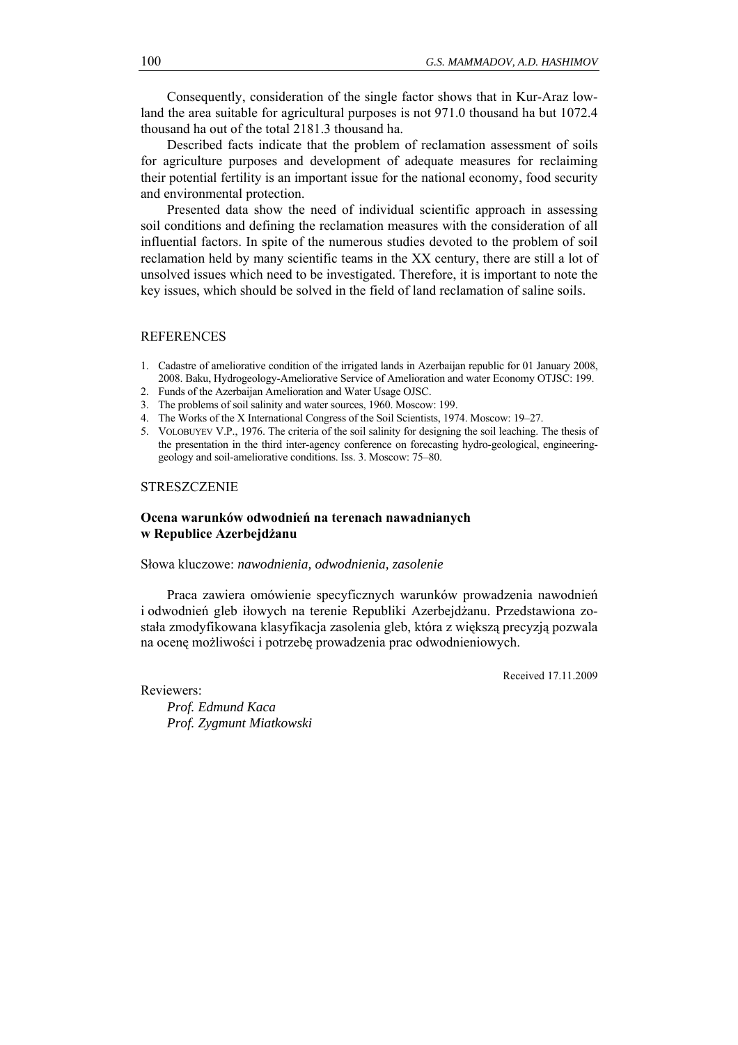Consequently, consideration of the single factor shows that in Kur-Araz lowland the area suitable for agricultural purposes is not 971.0 thousand ha but 1072.4 thousand ha out of the total 2181.3 thousand ha.

Described facts indicate that the problem of reclamation assessment of soils for agriculture purposes and development of adequate measures for reclaiming their potential fertility is an important issue for the national economy, food security and environmental protection.

Presented data show the need of individual scientific approach in assessing soil conditions and defining the reclamation measures with the consideration of all influential factors. In spite of the numerous studies devoted to the problem of soil reclamation held by many scientific teams in the XX century, there are still a lot of unsolved issues which need to be investigated. Therefore, it is important to note the key issues, which should be solved in the field of land reclamation of saline soils.

## REFERENCES

1. Cadastre of ameliorative condition of the irrigated lands in Azerbaijan republic for 01 January 2008, 2008. Baku, Hydrogeology-Ameliorative Service of Amelioration and water Economy OTJSC: 199.
2. Funds of the Azerbaijan Amelioration and Water Usage OJSC.
3. The problems of soil salinity and water sources, 1960. Moscow: 199.
4. The Works of the X International Congress of the Soil Scientists, 1974. Moscow: 19–27.
5. VOLOBUYEV V.P., 1976. The criteria of the soil salinity for designing the soil leaching. The thesis of the presentation in the third inter-agency conference on forecasting hydro-geological, engineering-geology and soil-ameliorative conditions. Iss. 3. Moscow: 75–80.

## STRESZCZENIE

### Ocena warunków odwodnień na terenach nawadnianych w Republice Azerbejdżanu

Słowa kluczowe: *nawodnienia, odwodnienia, zasolenie*

Praca zawiera omówienie specyficznych warunków prowadzenia nawodnień i odwodnień gleb iłowych na terenie Republiki Azerbejdżanu. Przedstawiona została zmodyfikowana klasyfikacja zasolenia gleb, która z większą precyzją pozwala na ocenę możliwości i potrzebę prowadzenia prac odwodnieniowych.

Received 17.11.2009

Reviewers:

*Prof. Edmund Kaca*
*Prof. Zygmunt Miatkowski*